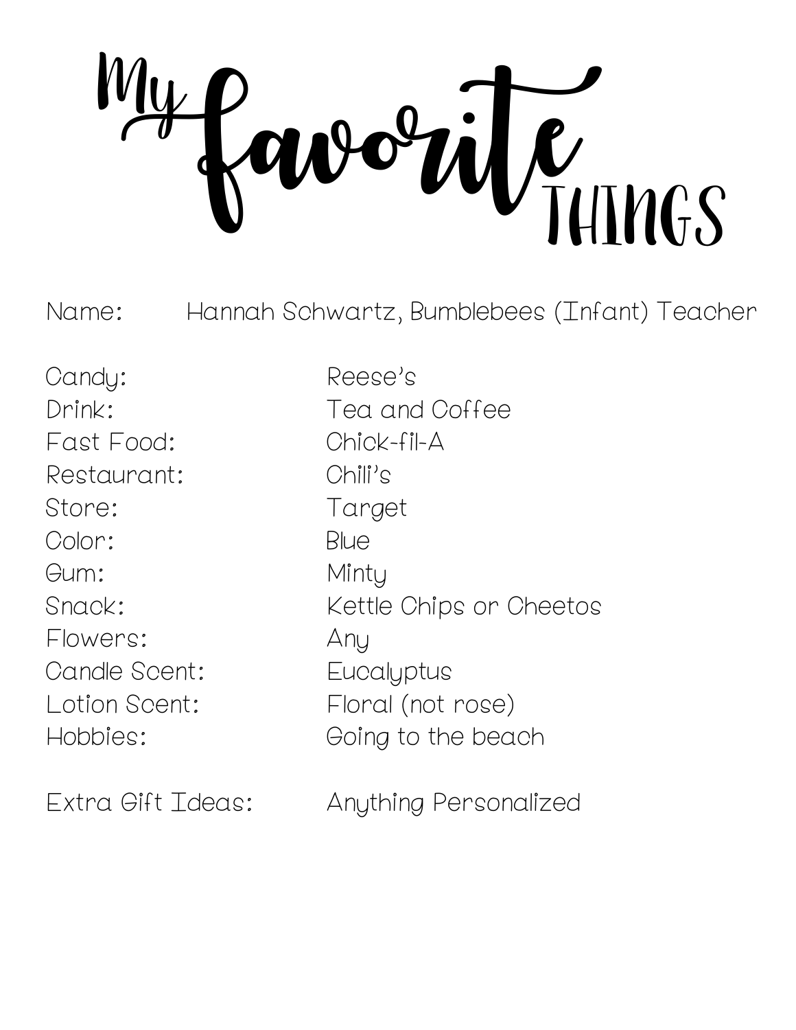# My favorite THINGS

Name: Hannah Schwartz, Bumblebees (Infant) Teacher

Candy: Reese's
Drink: Tea and Coffee
Fast Food: Chick-fil-A
Restaurant: Chili's
Store: Target
Color: Blue
Gum: Minty
Snack: Kettle Chips or Cheetos
Flowers: Any
Candle Scent: Eucalyptus
Lotion Scent: Floral (not rose)
Hobbies: Going to the beach

Extra Gift Ideas: Anything Personalized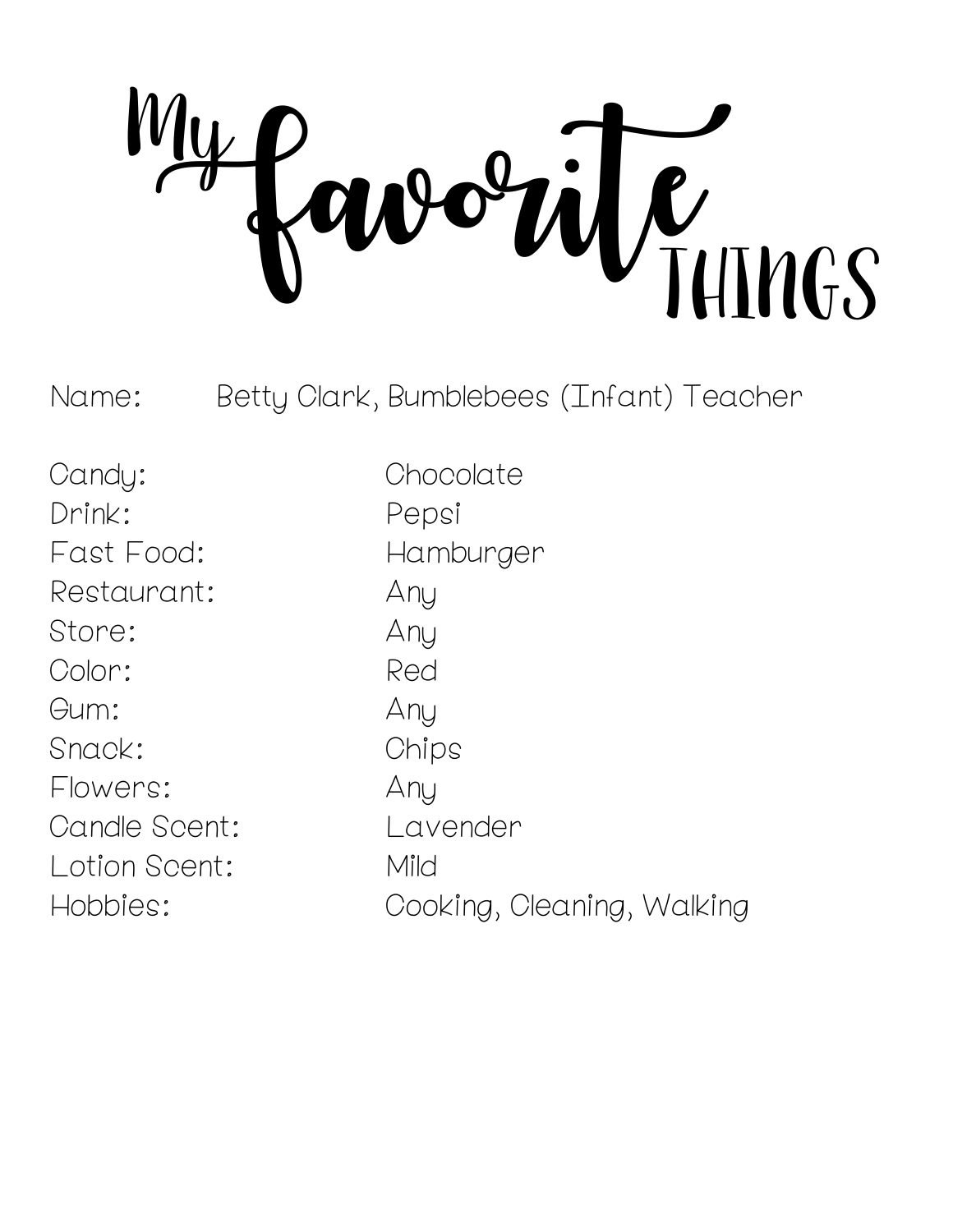# My favorite THINGS

Name: Betty Clark, Bumblebees (Infant) Teacher

Candy: Chocolate
Drink: Pepsi
Fast Food: Hamburger
Restaurant: Any
Store: Any
Color: Red
Gum: Any
Snack: Chips
Flowers: Any
Candle Scent: Lavender
Lotion Scent: Mild
Hobbies: Cooking, Cleaning, Walking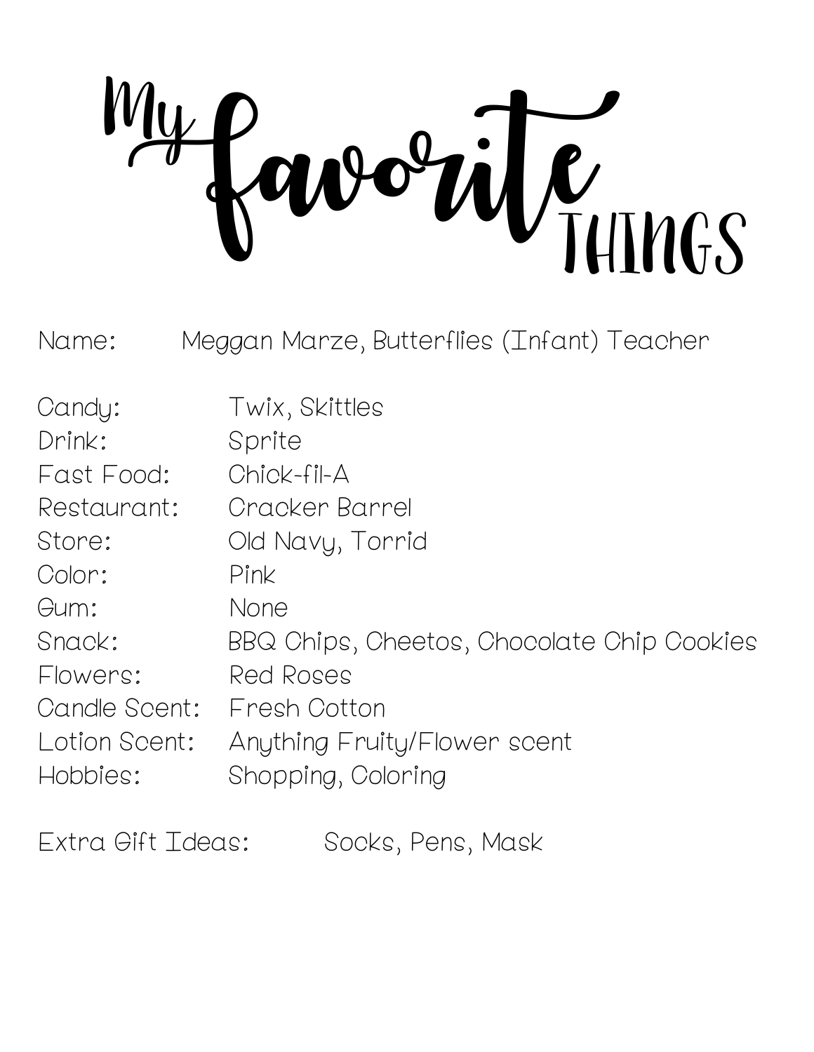# My favorite THINGS

Name: Meggan Marze, Butterflies (Infant) Teacher

Candy: Twix, Skittles
Drink: Sprite
Fast Food: Chick-fil-A
Restaurant: Cracker Barrel
Store: Old Navy, Torrid
Color: Pink
Gum: None
Snack: BBQ Chips, Cheetos, Chocolate Chip Cookies
Flowers: Red Roses
Candle Scent: Fresh Cotton
Lotion Scent: Anything Fruity/Flower scent
Hobbies: Shopping, Coloring

Extra Gift Ideas: Socks, Pens, Mask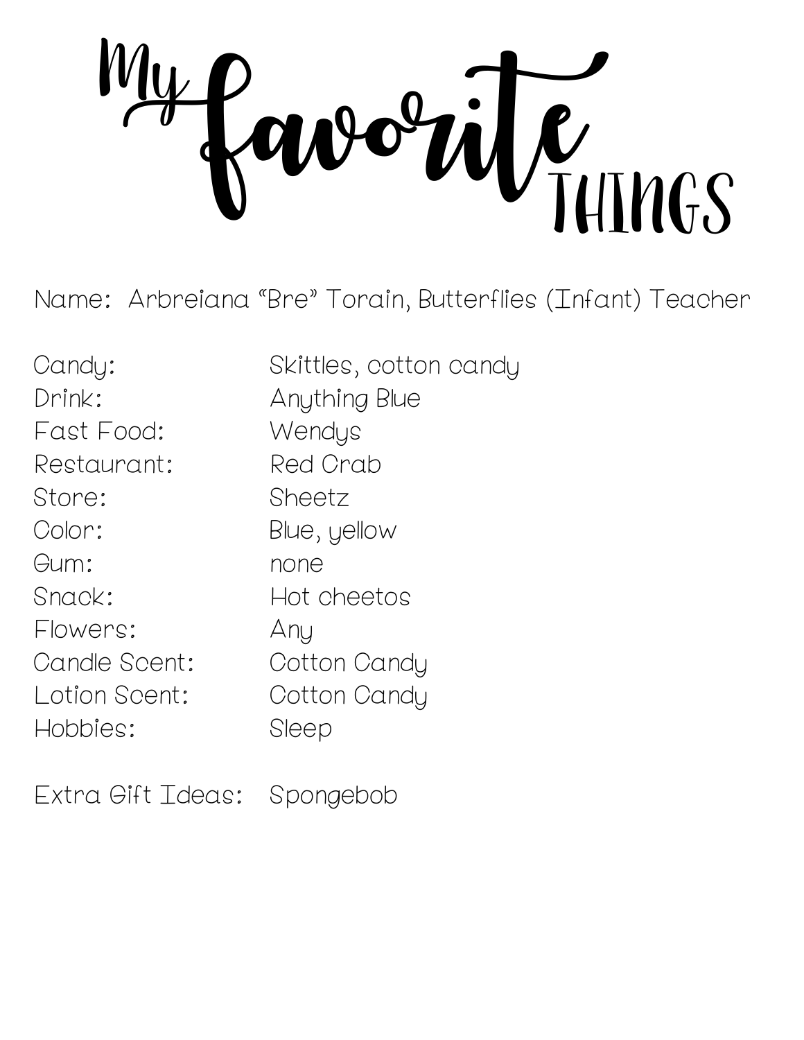# My favorite THINGS

Name: Arbreiana "Bre" Torain, Butterflies (Infant) Teacher

| | |
|---|---|
| Candy: | Skittles, cotton candy |
| Drink: | Anything Blue |
| Fast Food: | Wendys |
| Restaurant: | Red Crab |
| Store: | Sheetz |
| Color: | Blue, yellow |
| Gum: | none |
| Snack: | Hot cheetos |
| Flowers: | Any |
| Candle Scent: | Cotton Candy |
| Lotion Scent: | Cotton Candy |
| Hobbies: | Sleep |

Extra Gift Ideas: Spongebob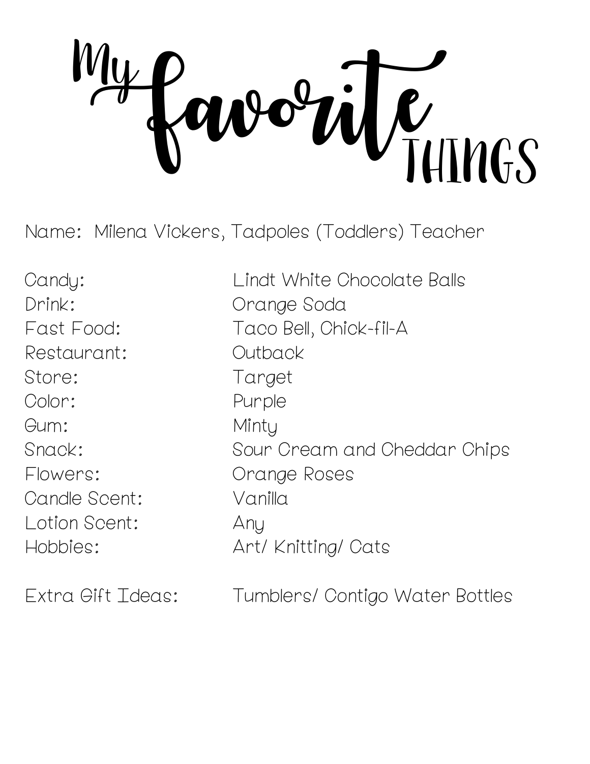# My favorite THINGS

Name: Milena Vickers, Tadpoles (Toddlers) Teacher

| | |
|---|---|
| Candy: | Lindt White Chocolate Balls |
| Drink: | Orange Soda |
| Fast Food: | Taco Bell, Chick-fil-A |
| Restaurant: | Outback |
| Store: | Target |
| Color: | Purple |
| Gum: | Minty |
| Snack: | Sour Cream and Cheddar Chips |
| Flowers: | Orange Roses |
| Candle Scent: | Vanilla |
| Lotion Scent: | Any |
| Hobbies: | Art/ Knitting/ Cats |

Extra Gift Ideas: Tumblers/ Contigo Water Bottles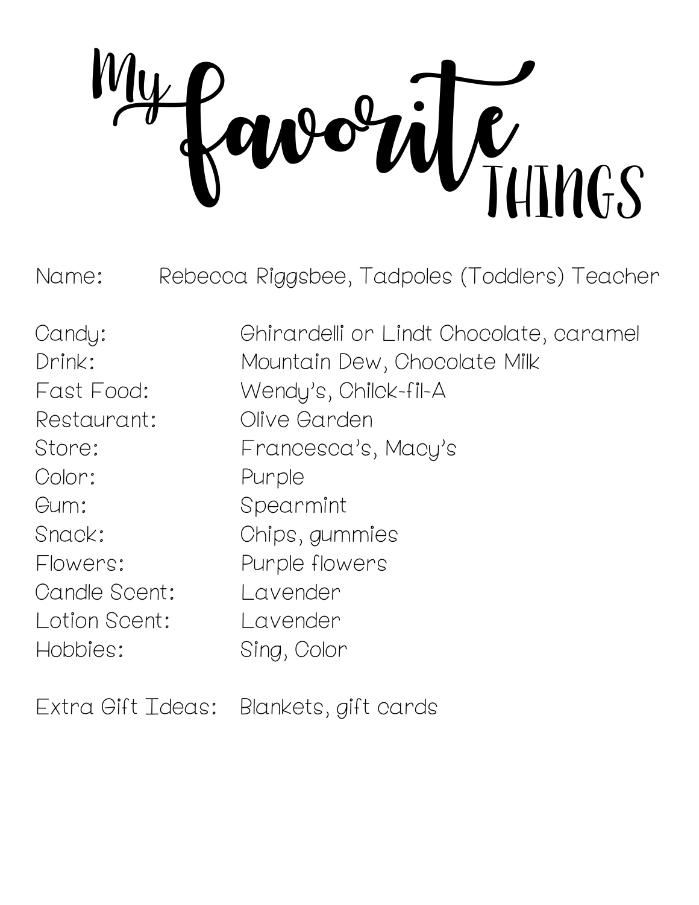# My favorite THINGS

Name: Rebecca Riggsbee, Tadpoles (Toddlers) Teacher

Candy: Ghirardelli or Lindt Chocolate, caramel
Drink: Mountain Dew, Chocolate Milk
Fast Food: Wendy's, Chilck-fil-A
Restaurant: Olive Garden
Store: Francesca's, Macy's
Color: Purple
Gum: Spearmint
Snack: Chips, gummies
Flowers: Purple flowers
Candle Scent: Lavender
Lotion Scent: Lavender
Hobbies: Sing, Color

Extra Gift Ideas: Blankets, gift cards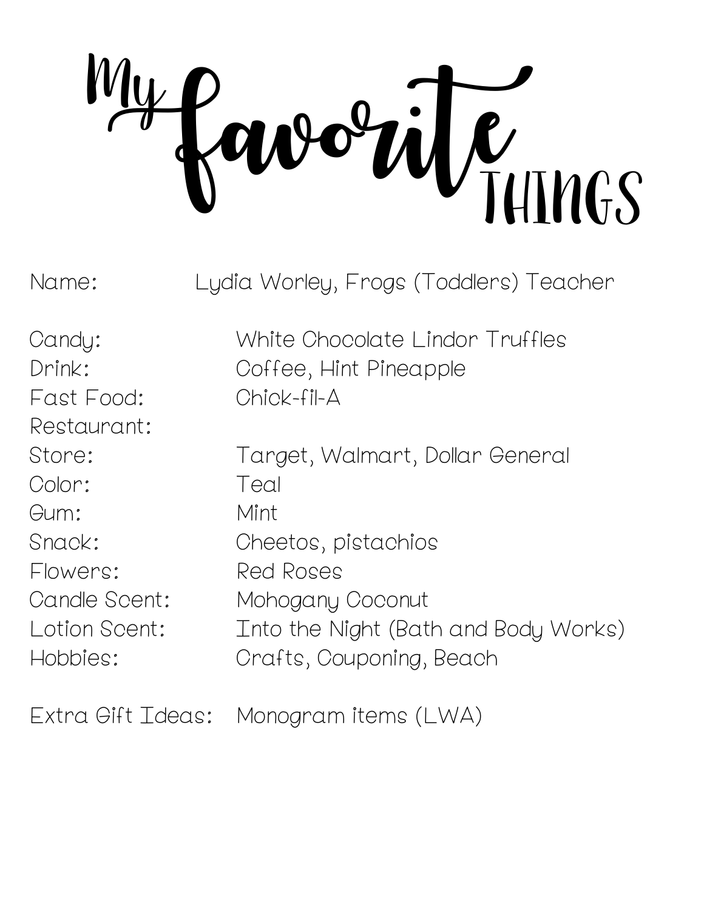# My favorite THINGS

Name: Lydia Worley, Frogs (Toddlers) Teacher

Candy: White Chocolate Lindor Truffles
Drink: Coffee, Hint Pineapple
Fast Food: Chick-fil-A
Restaurant:
Store: Target, Walmart, Dollar General
Color: Teal
Gum: Mint
Snack: Cheetos, pistachios
Flowers: Red Roses
Candle Scent: Mohogany Coconut
Lotion Scent: Into the Night (Bath and Body Works)
Hobbies: Crafts, Couponing, Beach

Extra Gift Ideas: Monogram items (LWA)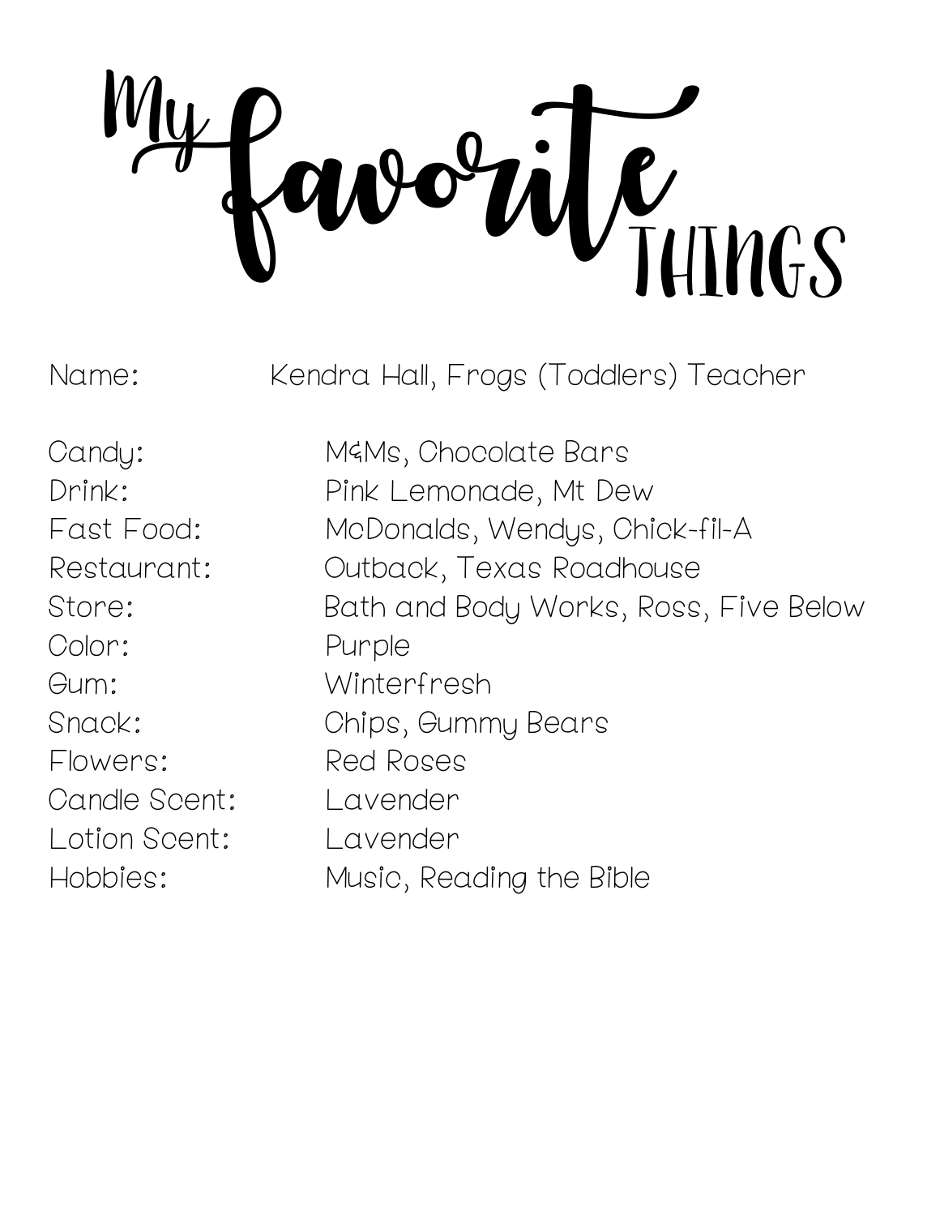# My favorite THINGS

Name: Kendra Hall, Frogs (Toddlers) Teacher

Candy: M&Ms, Chocolate Bars
Drink: Pink Lemonade, Mt Dew
Fast Food: McDonalds, Wendys, Chick-fil-A
Restaurant: Outback, Texas Roadhouse
Store: Bath and Body Works, Ross, Five Below
Color: Purple
Gum: Winterfresh
Snack: Chips, Gummy Bears
Flowers: Red Roses
Candle Scent: Lavender
Lotion Scent: Lavender
Hobbies: Music, Reading the Bible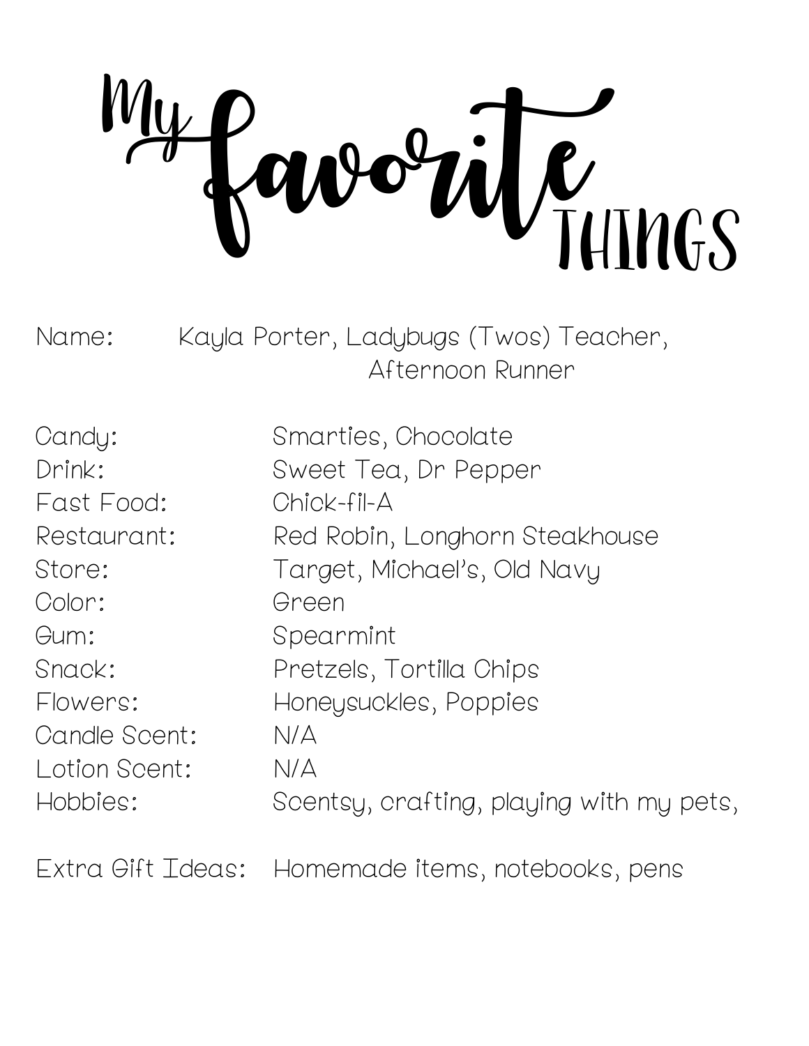# My favorite THINGS

Name: Kayla Porter, Ladybugs (Twos) Teacher, Afternoon Runner

Candy: Smarties, Chocolate
Drink: Sweet Tea, Dr Pepper
Fast Food: Chick-fil-A
Restaurant: Red Robin, Longhorn Steakhouse
Store: Target, Michael's, Old Navy
Color: Green
Gum: Spearmint
Snack: Pretzels, Tortilla Chips
Flowers: Honeysuckles, Poppies
Candle Scent: N/A
Lotion Scent: N/A
Hobbies: Scentsy, crafting, playing with my pets,

Extra Gift Ideas: Homemade items, notebooks, pens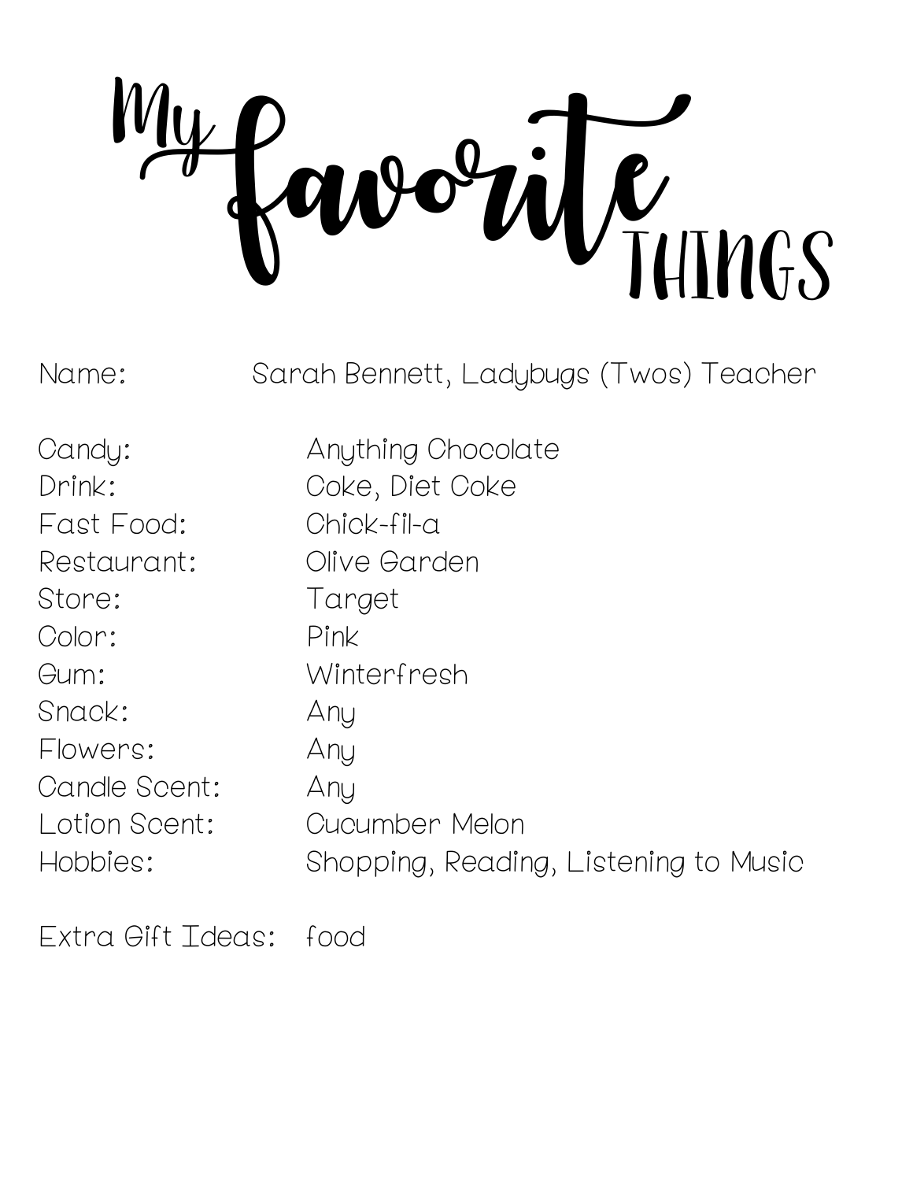# My favorite THINGS

| | |
|---|---|
| Name: | Sarah Bennett, Ladybugs (Twos) Teacher |
| Candy: | Anything Chocolate |
| Drink: | Coke, Diet Coke |
| Fast Food: | Chick-fil-a |
| Restaurant: | Olive Garden |
| Store: | Target |
| Color: | Pink |
| Gum: | Winterfresh |
| Snack: | Any |
| Flowers: | Any |
| Candle Scent: | Any |
| Lotion Scent: | Cucumber Melon |
| Hobbies: | Shopping, Reading, Listening to Music |
| Extra Gift Ideas: | food |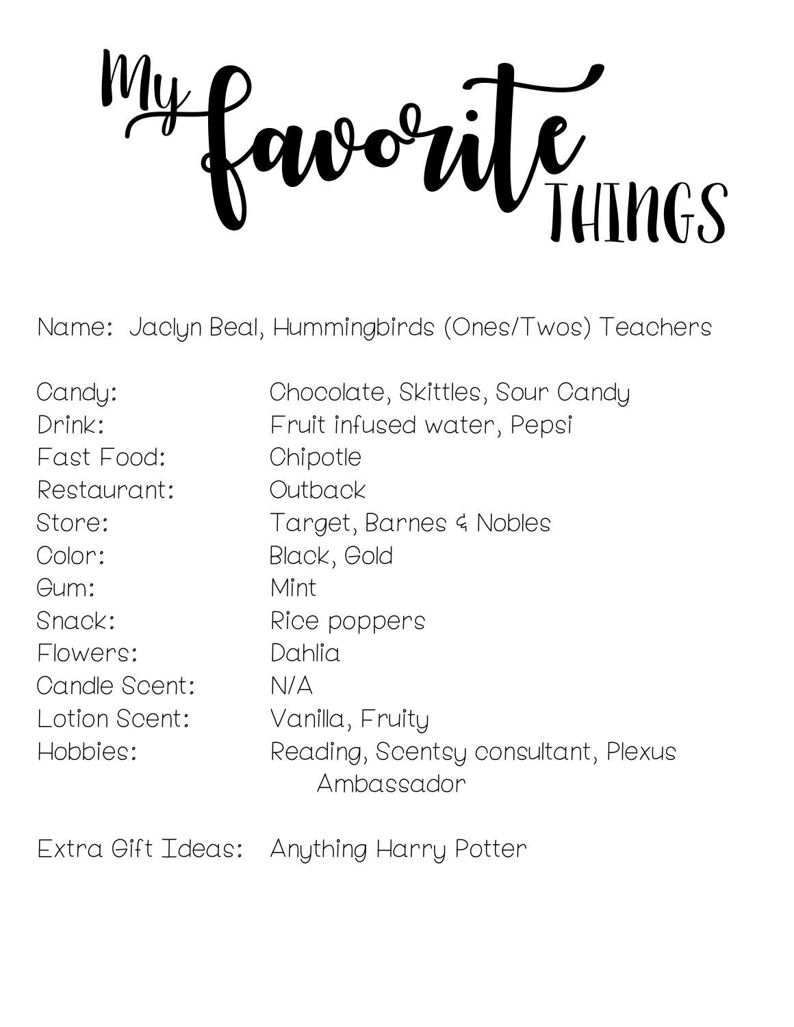# My favorite THINGS

Name: Jaclyn Beal, Hummingbirds (Ones/Twos) Teachers

| | |
|---|---|
| Candy: | Chocolate, Skittles, Sour Candy |
| Drink: | Fruit infused water, Pepsi |
| Fast Food: | Chipotle |
| Restaurant: | Outback |
| Store: | Target, Barnes & Nobles |
| Color: | Black, Gold |
| Gum: | Mint |
| Snack: | Rice poppers |
| Flowers: | Dahlia |
| Candle Scent: | N/A |
| Lotion Scent: | Vanilla, Fruity |
| Hobbies: | Reading, Scentsy consultant, Plexus Ambassador |

Extra Gift Ideas: Anything Harry Potter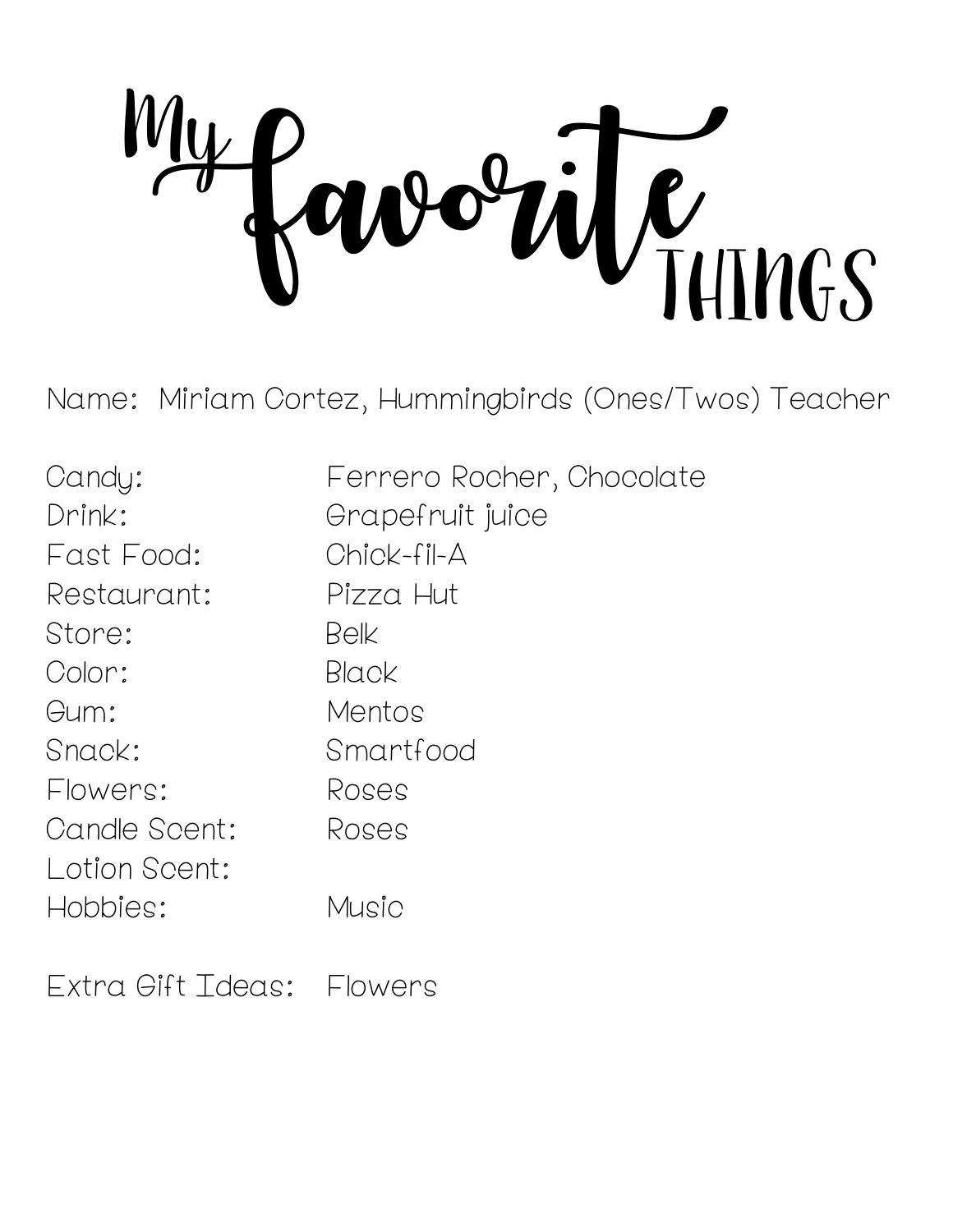# My favorite THINGS

Name: Miriam Cortez, Hummingbirds (Ones/Twos) Teacher

| | |
|---|---|
| Candy: | Ferrero Rocher, Chocolate |
| Drink: | Grapefruit juice |
| Fast Food: | Chick-fil-A |
| Restaurant: | Pizza Hut |
| Store: | Belk |
| Color: | Black |
| Gum: | Mentos |
| Snack: | Smartfood |
| Flowers: | Roses |
| Candle Scent: | Roses |
| Lotion Scent: | |
| Hobbies: | Music |

Extra Gift Ideas: Flowers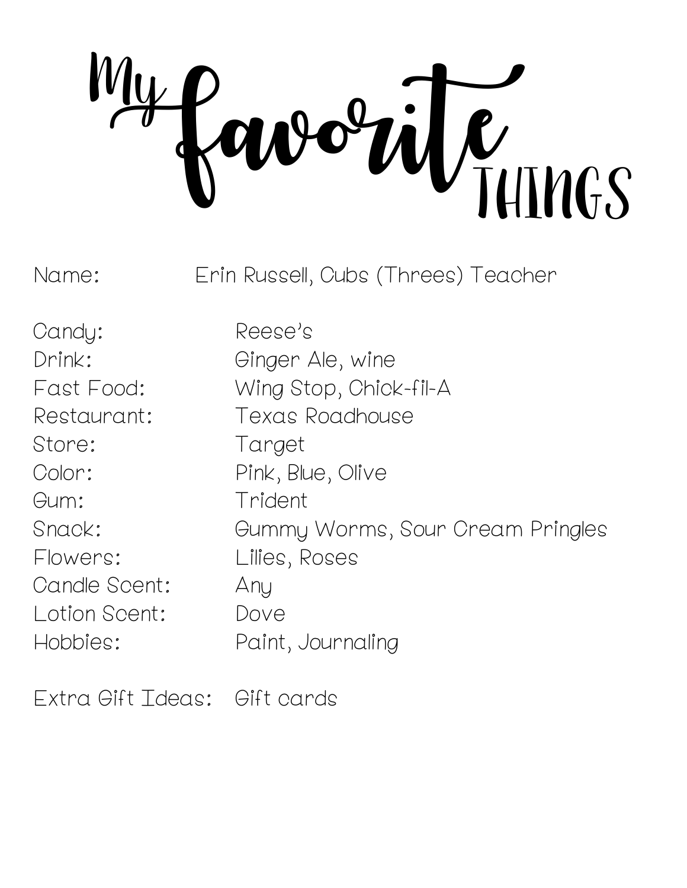# My favorite THINGS

Name: Erin Russell, Cubs (Threes) Teacher

Candy: Reese's
Drink: Ginger Ale, wine
Fast Food: Wing Stop, Chick-fil-A
Restaurant: Texas Roadhouse
Store: Target
Color: Pink, Blue, Olive
Gum: Trident
Snack: Gummy Worms, Sour Cream Pringles
Flowers: Lilies, Roses
Candle Scent: Any
Lotion Scent: Dove
Hobbies: Paint, Journaling

Extra Gift Ideas: Gift cards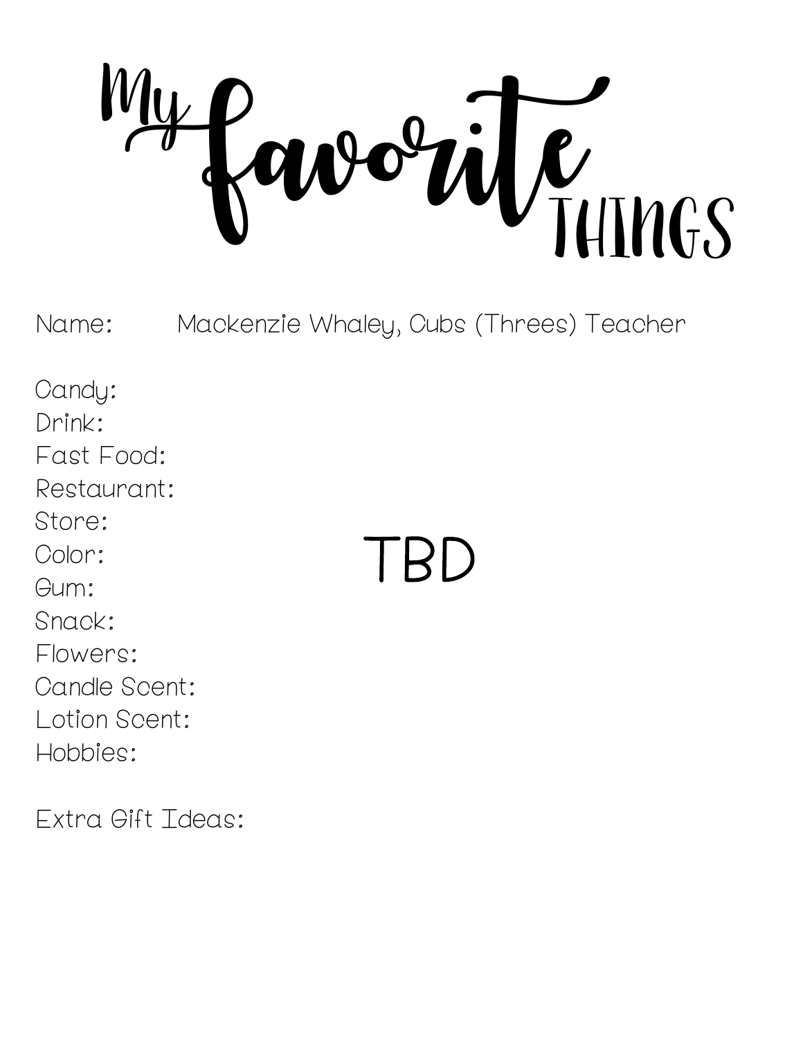# My favorite THINGS

Name: Mackenzie Whaley, Cubs (Threes) Teacher

Candy:
Drink:
Fast Food:
Restaurant:
Store:
Color:
Gum:
Snack:
Flowers:
Candle Scent:
Lotion Scent:
Hobbies:

Extra Gift Ideas:

TBD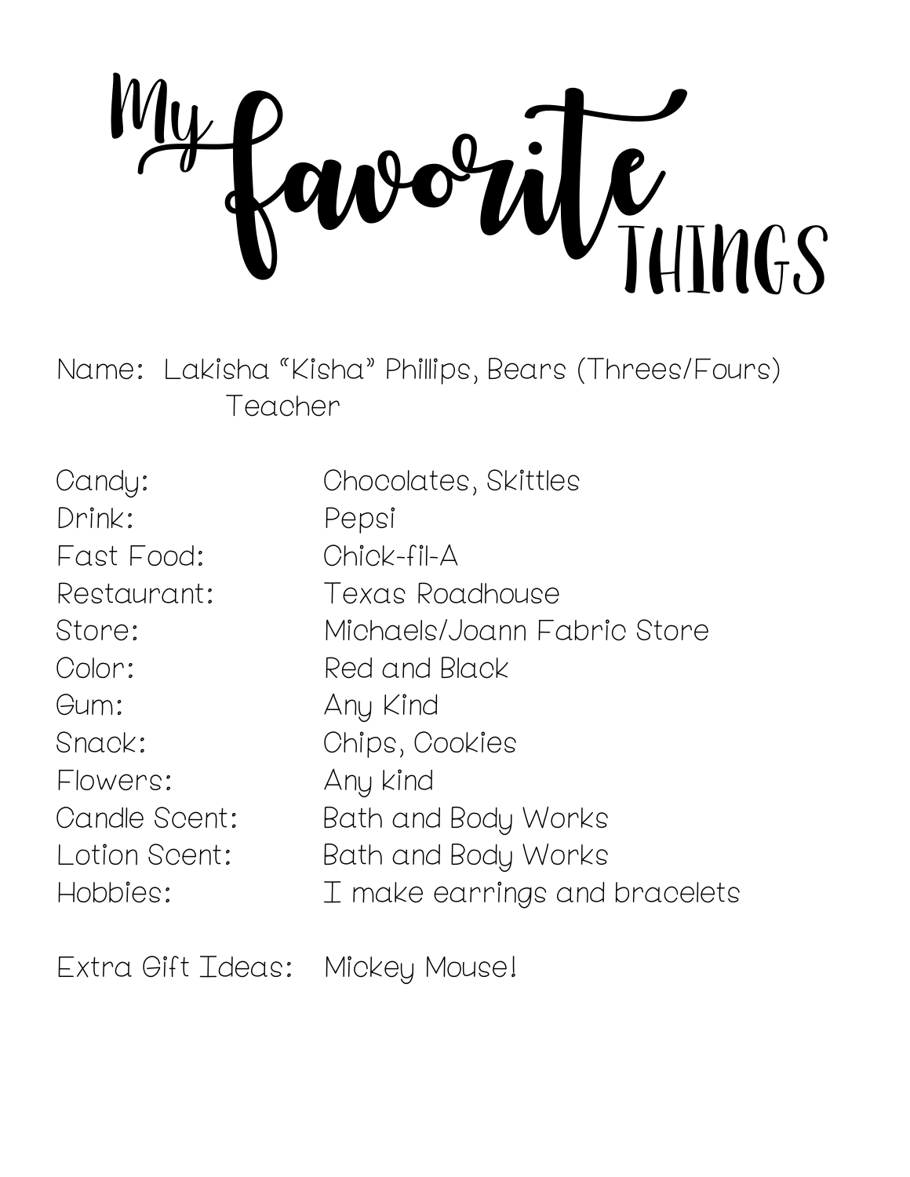# My favorite THINGS

Name: Lakisha “Kisha” Phillips, Bears (Threes/Fours) Teacher

| | |
|---|---|
| Candy: | Chocolates, Skittles |
| Drink: | Pepsi |
| Fast Food: | Chick-fil-A |
| Restaurant: | Texas Roadhouse |
| Store: | Michaels/Joann Fabric Store |
| Color: | Red and Black |
| Gum: | Any Kind |
| Snack: | Chips, Cookies |
| Flowers: | Any kind |
| Candle Scent: | Bath and Body Works |
| Lotion Scent: | Bath and Body Works |
| Hobbies: | I make earrings and bracelets |

Extra Gift Ideas: Mickey Mouse!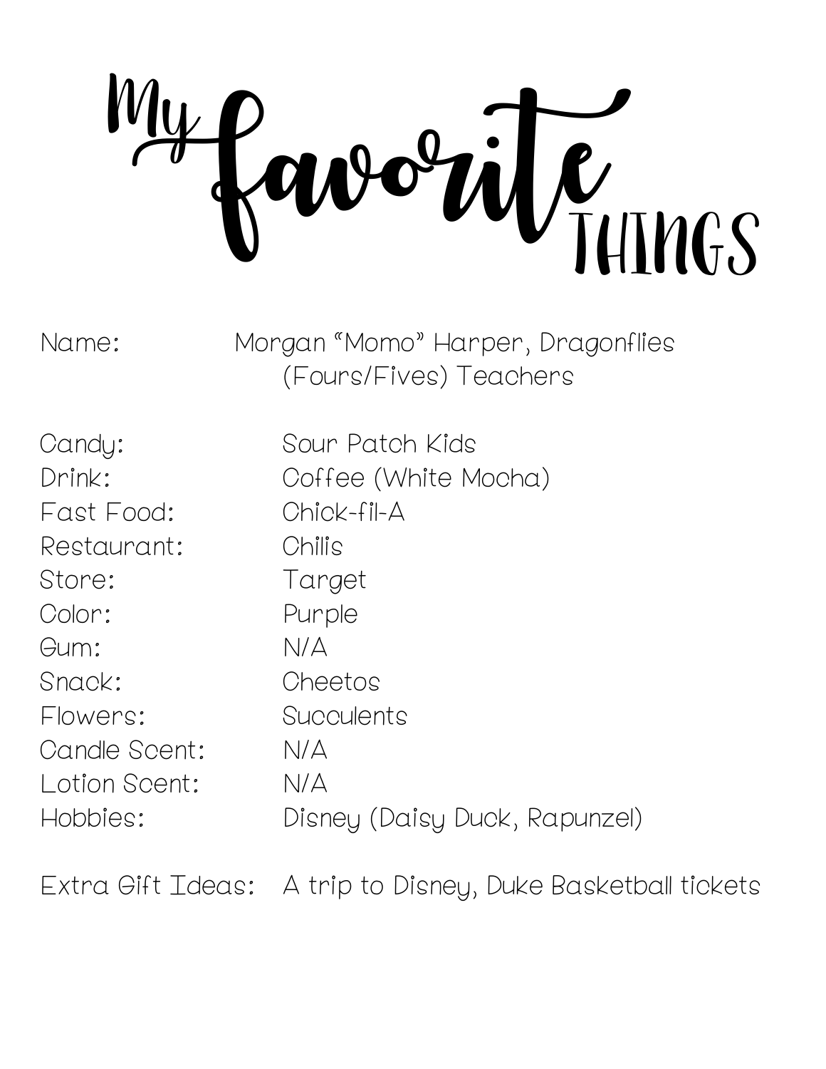# My favorite THINGS

| | |
|---|---|
| Name: | Morgan "Momo" Harper, Dragonflies (Fours/Fives) Teachers |
| Candy: | Sour Patch Kids |
| Drink: | Coffee (White Mocha) |
| Fast Food: | Chick-fil-A |
| Restaurant: | Chilis |
| Store: | Target |
| Color: | Purple |
| Gum: | N/A |
| Snack: | Cheetos |
| Flowers: | Succulents |
| Candle Scent: | N/A |
| Lotion Scent: | N/A |
| Hobbies: | Disney (Daisy Duck, Rapunzel) |
| Extra Gift Ideas: | A trip to Disney, Duke Basketball tickets |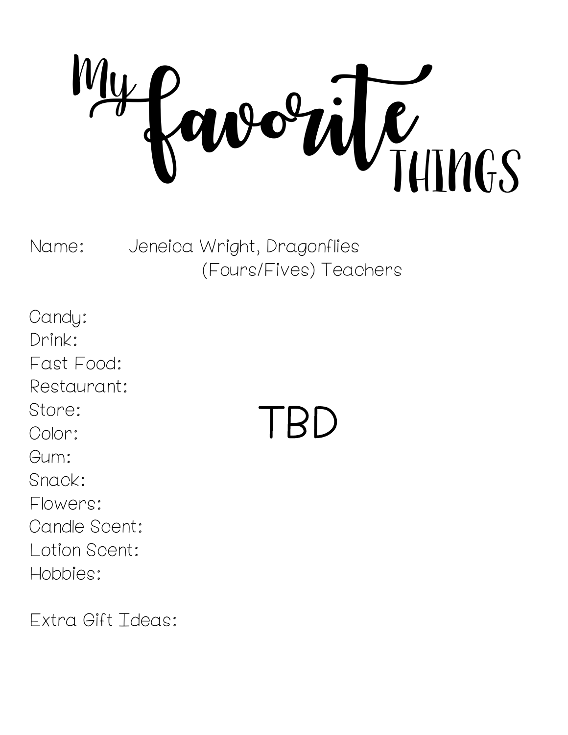# My favorite THINGS

Name: Jeneica Wright, Dragonflies (Fours/Fives) Teachers

Candy:
Drink:
Fast Food:
Restaurant:
Store:
Color:
Gum:
Snack:
Flowers:
Candle Scent:
Lotion Scent:
Hobbies:

TBD

Extra Gift Ideas: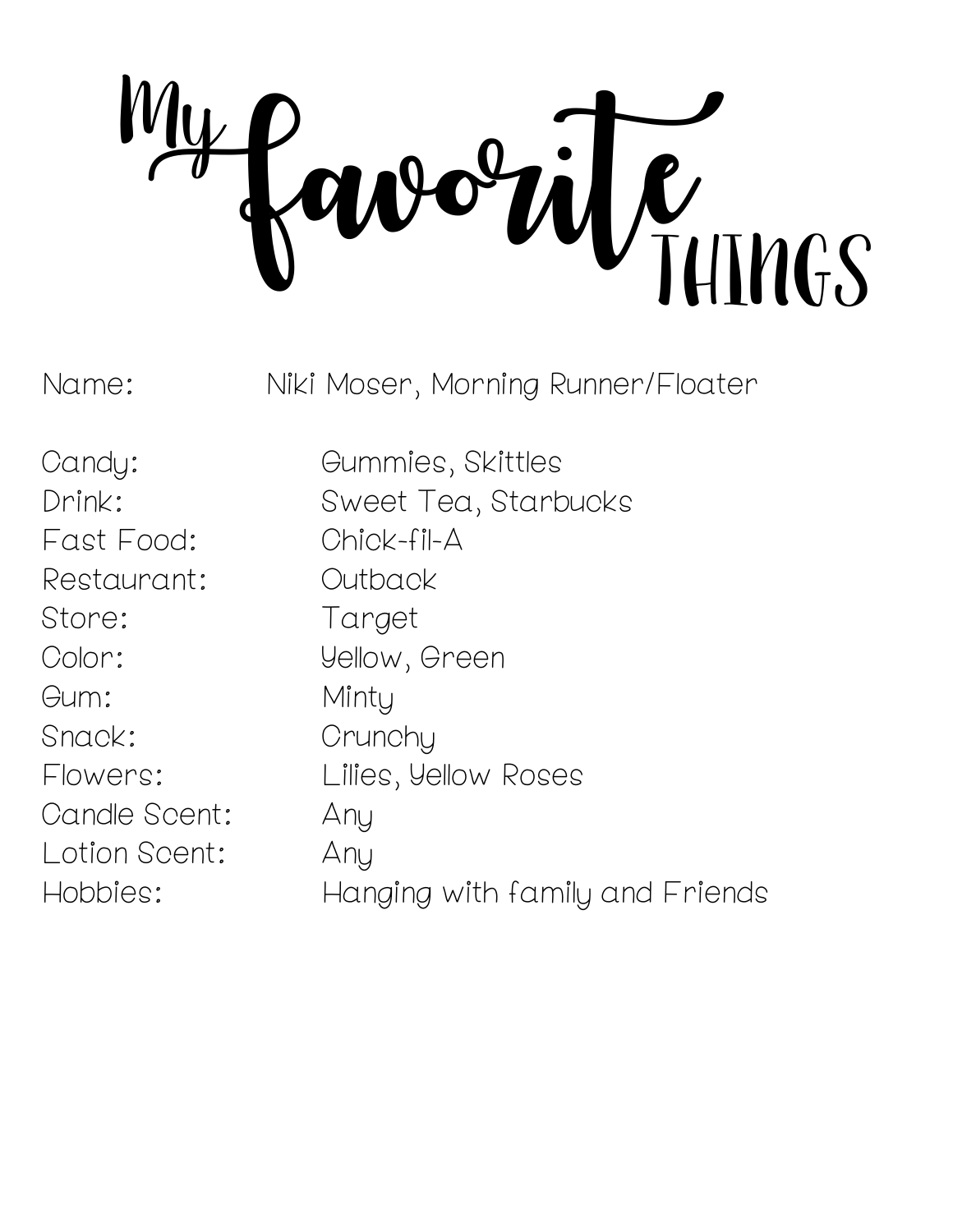# My favorite THINGS

Name: Niki Moser, Morning Runner/Floater

Candy: Gummies, Skittles
Drink: Sweet Tea, Starbucks
Fast Food: Chick-fil-A
Restaurant: Outback
Store: Target
Color: Yellow, Green
Gum: Minty
Snack: Crunchy
Flowers: Lilies, Yellow Roses
Candle Scent: Any
Lotion Scent: Any
Hobbies: Hanging with family and Friends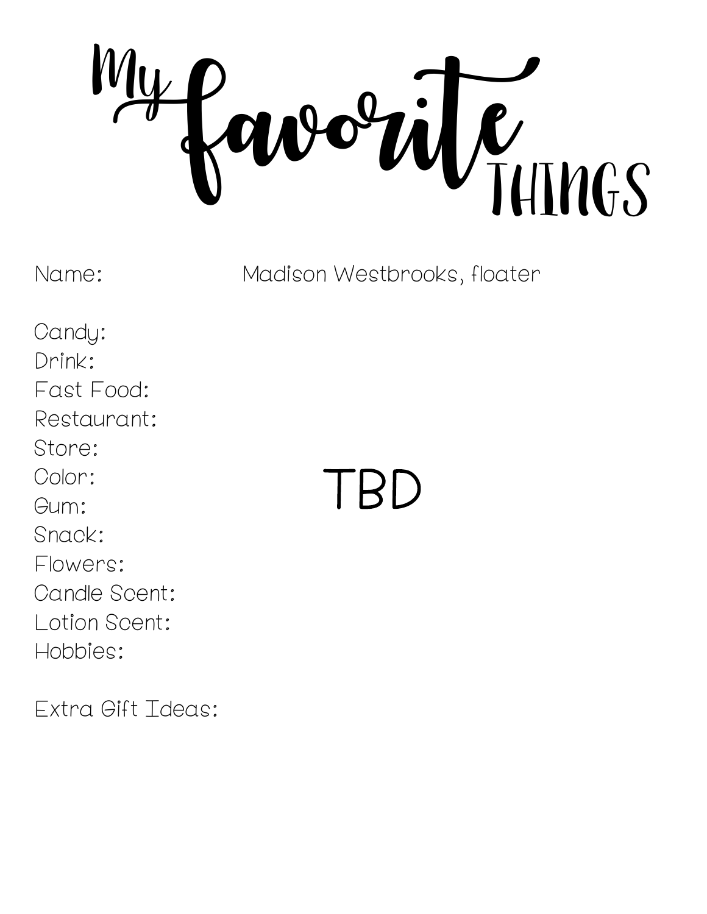# My favorite THINGS

Name: Madison Westbrooks, floater

Candy:
Drink:
Fast Food:
Restaurant:
Store:
Color:
Gum:
Snack:
Flowers:
Candle Scent:
Lotion Scent:
Hobbies:

TBD

Extra Gift Ideas: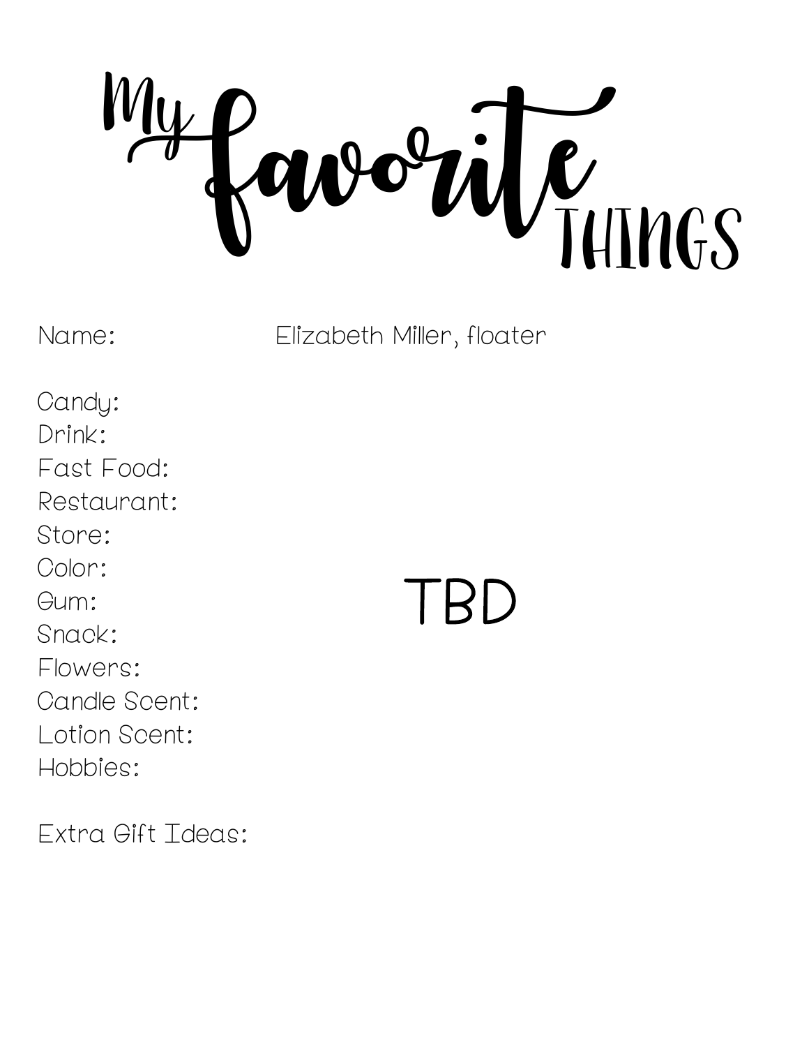# My favorite THINGS

Name: Elizabeth Miller, floater

Candy:
Drink:
Fast Food:
Restaurant:
Store:
Color:
Gum:
Snack:
Flowers:
Candle Scent:
Lotion Scent:
Hobbies:

TBD

Extra Gift Ideas: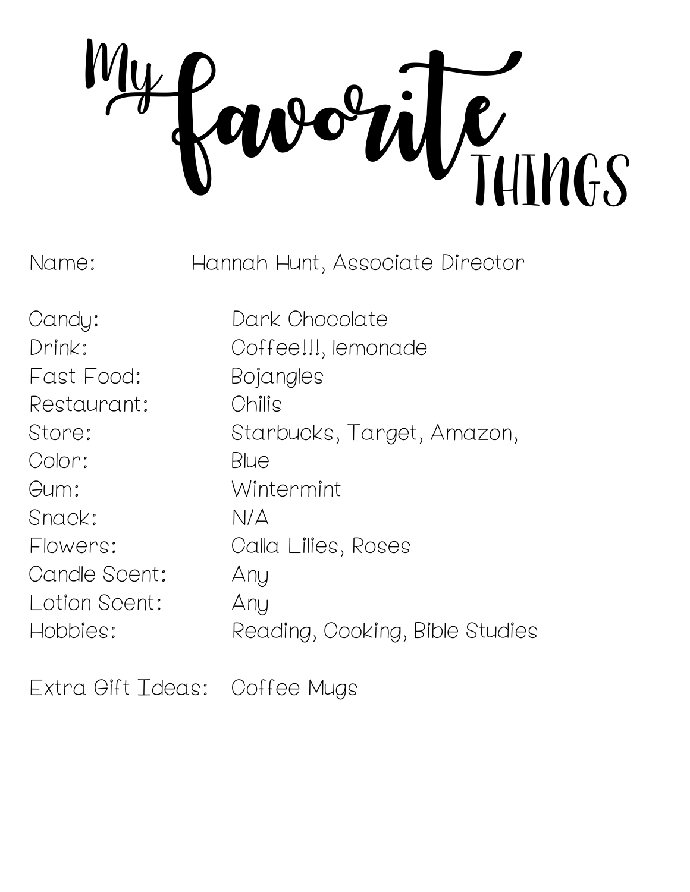# My favorite THINGS

Name: Hannah Hunt, Associate Director

Candy: Dark Chocolate
Drink: Coffee!!!, lemonade
Fast Food: Bojangles
Restaurant: Chilis
Store: Starbucks, Target, Amazon,
Color: Blue
Gum: Wintermint
Snack: N/A
Flowers: Calla Lilies, Roses
Candle Scent: Any
Lotion Scent: Any
Hobbies: Reading, Cooking, Bible Studies

Extra Gift Ideas: Coffee Mugs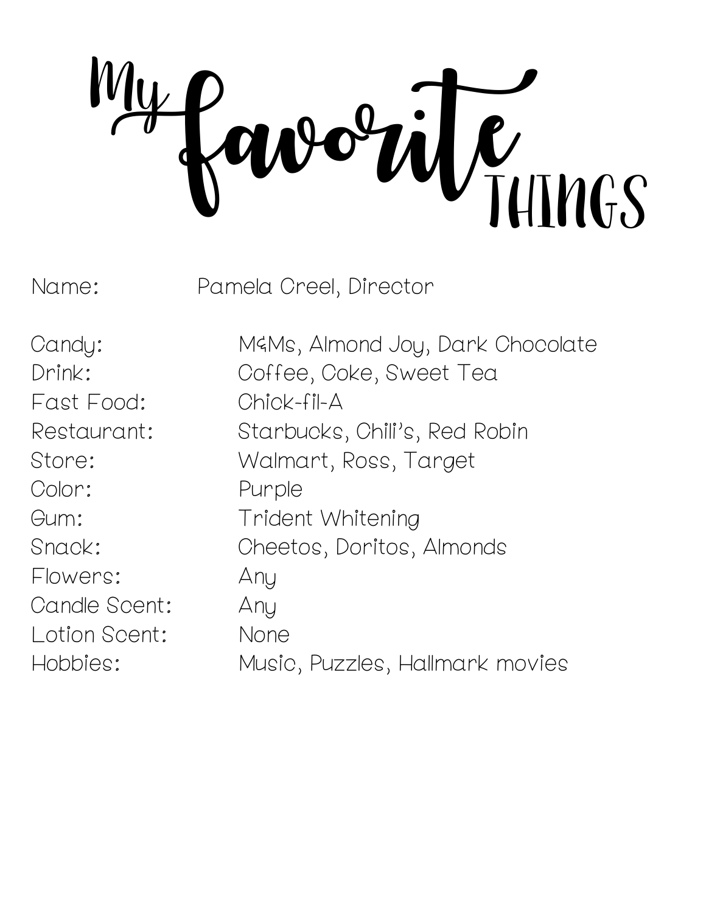# My favorite THINGS

Name: Pamela Creel, Director

Candy: M&Ms, Almond Joy, Dark Chocolate
Drink: Coffee, Coke, Sweet Tea
Fast Food: Chick-fil-A
Restaurant: Starbucks, Chili's, Red Robin
Store: Walmart, Ross, Target
Color: Purple
Gum: Trident Whitening
Snack: Cheetos, Doritos, Almonds
Flowers: Any
Candle Scent: Any
Lotion Scent: None
Hobbies: Music, Puzzles, Hallmark movies